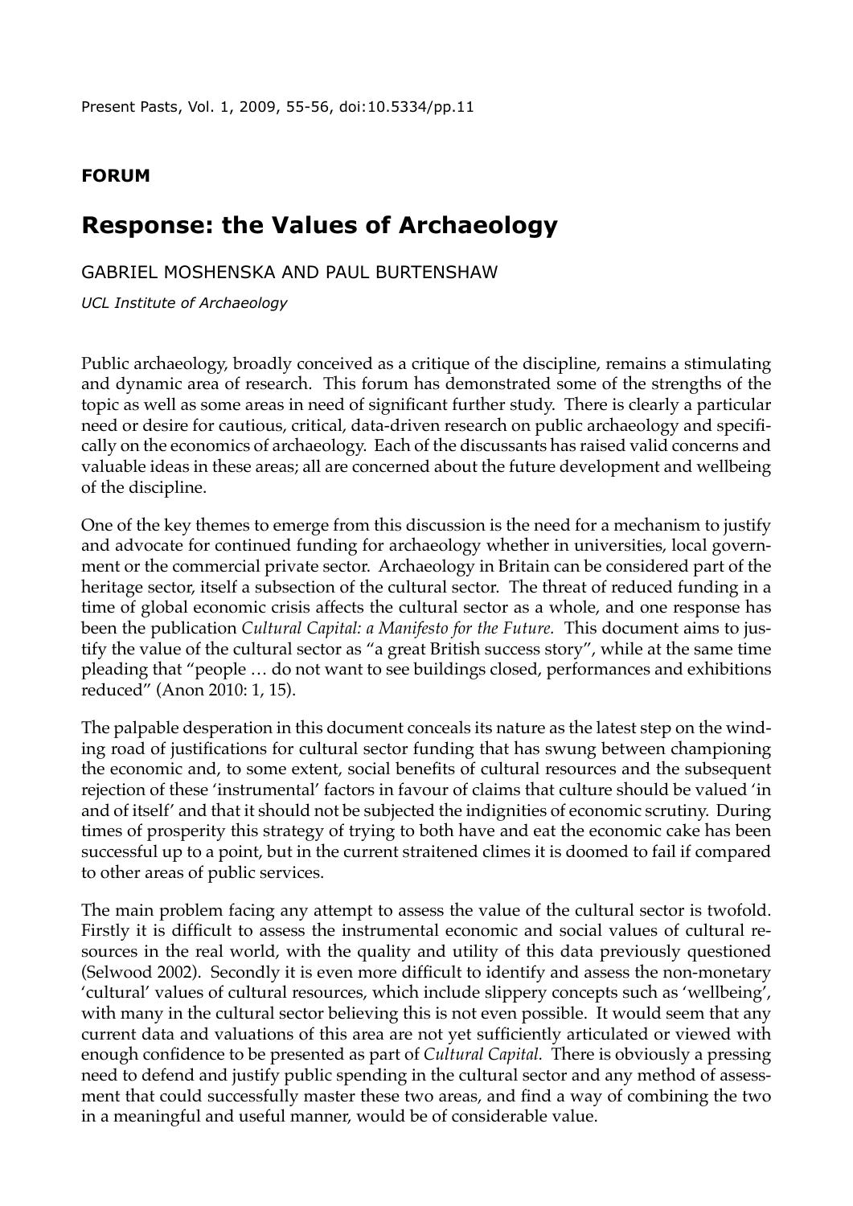**FORUM**

# Response: the Values of Archaeology

GABRIEL MOSHENSKA AND PAUL BURTENSHAW

*UCL Institute of Archaeology*

Public archaeology, broadly conceived as a critique of the discipline, remains a stimulating and dynamic area of research. This forum has demonstrated some of the strengths of the topic as well as some areas in need of significant further study. There is clearly a particular need or desire for cautious, critical, data-driven research on public archaeology and specifically on the economics of archaeology. Each of the discussants has raised valid concerns and valuable ideas in these areas; all are concerned about the future development and wellbeing of the discipline.

One of the key themes to emerge from this discussion is the need for a mechanism to justify and advocate for continued funding for archaeology whether in universities, local government or the commercial private sector. Archaeology in Britain can be considered part of the heritage sector, itself a subsection of the cultural sector. The threat of reduced funding in a time of global economic crisis affects the cultural sector as a whole, and one response has been the publication *Cultural Capital: a Manifesto for the Future.* This document aims to justify the value of the cultural sector as "a great British success story", while at the same time pleading that "people … do not want to see buildings closed, performances and exhibitions reduced" (Anon 2010: 1, 15).

The palpable desperation in this document conceals its nature as the latest step on the winding road of justifications for cultural sector funding that has swung between championing the economic and, to some extent, social benefits of cultural resources and the subsequent rejection of these 'instrumental' factors in favour of claims that culture should be valued 'in and of itself' and that it should not be subjected the indignities of economic scrutiny. During times of prosperity this strategy of trying to both have and eat the economic cake has been successful up to a point, but in the current straitened climes it is doomed to fail if compared to other areas of public services.

The main problem facing any attempt to assess the value of the cultural sector is twofold. Firstly it is difficult to assess the instrumental economic and social values of cultural resources in the real world, with the quality and utility of this data previously questioned (Selwood 2002). Secondly it is even more difficult to identify and assess the non-monetary 'cultural' values of cultural resources, which include slippery concepts such as 'wellbeing', with many in the cultural sector believing this is not even possible. It would seem that any current data and valuations of this area are not yet sufficiently articulated or viewed with enough confidence to be presented as part of *Cultural Capital.* There is obviously a pressing need to defend and justify public spending in the cultural sector and any method of assessment that could successfully master these two areas, and find a way of combining the two in a meaningful and useful manner, would be of considerable value.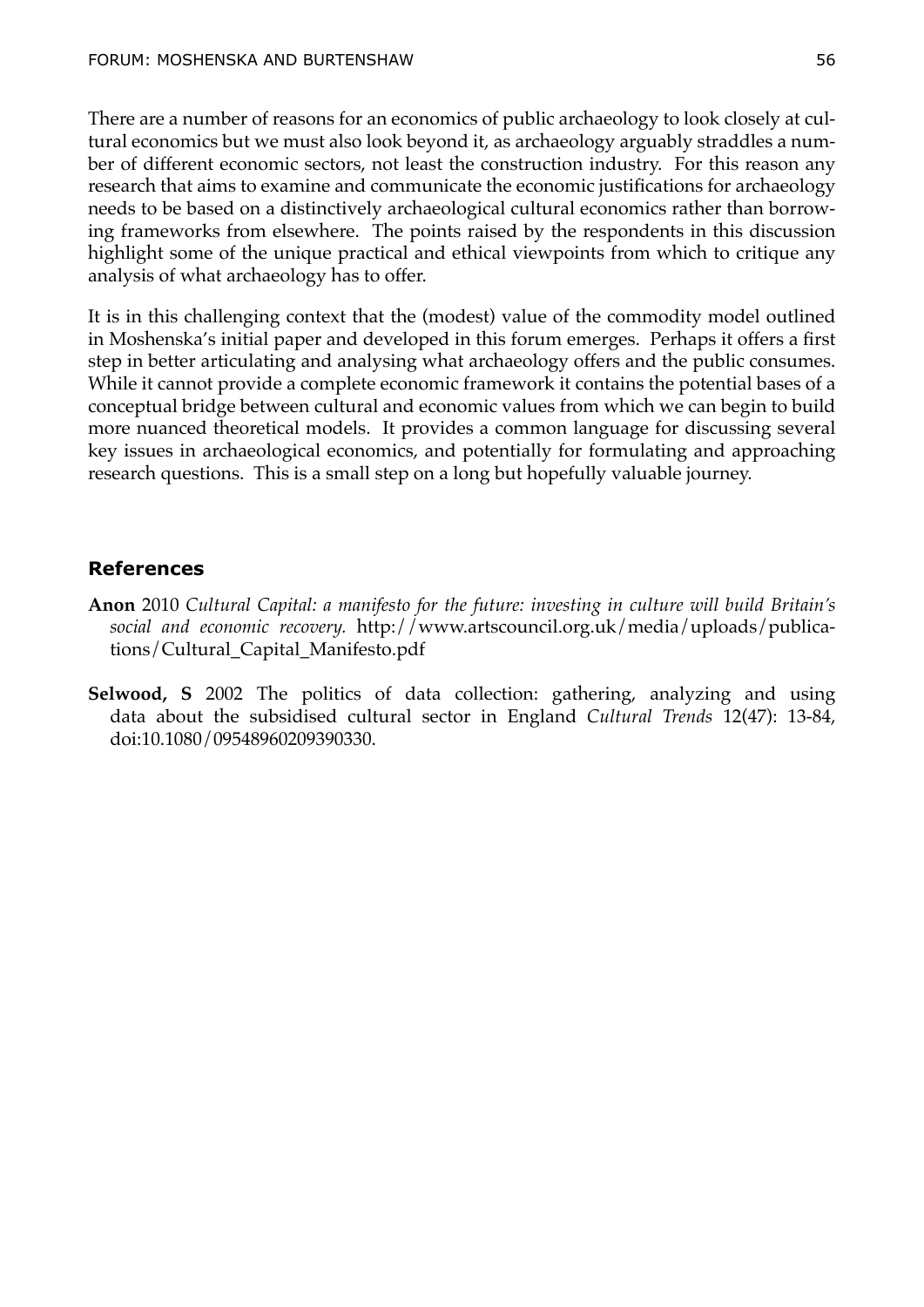There are a number of reasons for an economics of public archaeology to look closely at cultural economics but we must also look beyond it, as archaeology arguably straddles a number of different economic sectors, not least the construction industry. For this reason any research that aims to examine and communicate the economic justifications for archaeology needs to be based on a distinctively archaeological cultural economics rather than borrowing frameworks from elsewhere. The points raised by the respondents in this discussion highlight some of the unique practical and ethical viewpoints from which to critique any analysis of what archaeology has to offer.

It is in this challenging context that the (modest) value of the commodity model outlined in Moshenska's initial paper and developed in this forum emerges. Perhaps it offers a first step in better articulating and analysing what archaeology offers and the public consumes. While it cannot provide a complete economic framework it contains the potential bases of a conceptual bridge between cultural and economic values from which we can begin to build more nuanced theoretical models. It provides a common language for discussing several key issues in archaeological economics, and potentially for formulating and approaching research questions. This is a small step on a long but hopefully valuable journey.

## References

**Anon** 2010 *Cultural Capital: a manifesto for the future: investing in culture will build Britain's social and economic recovery.* http://www.artscouncil.org.uk/media/uploads/publications/Cultural_Capital_Manifesto.pdf

**Selwood, S** 2002 The politics of data collection: gathering, analyzing and using data about the subsidised cultural sector in England *Cultural Trends* 12(47): 13-84, doi:10.1080/09548960209390330.